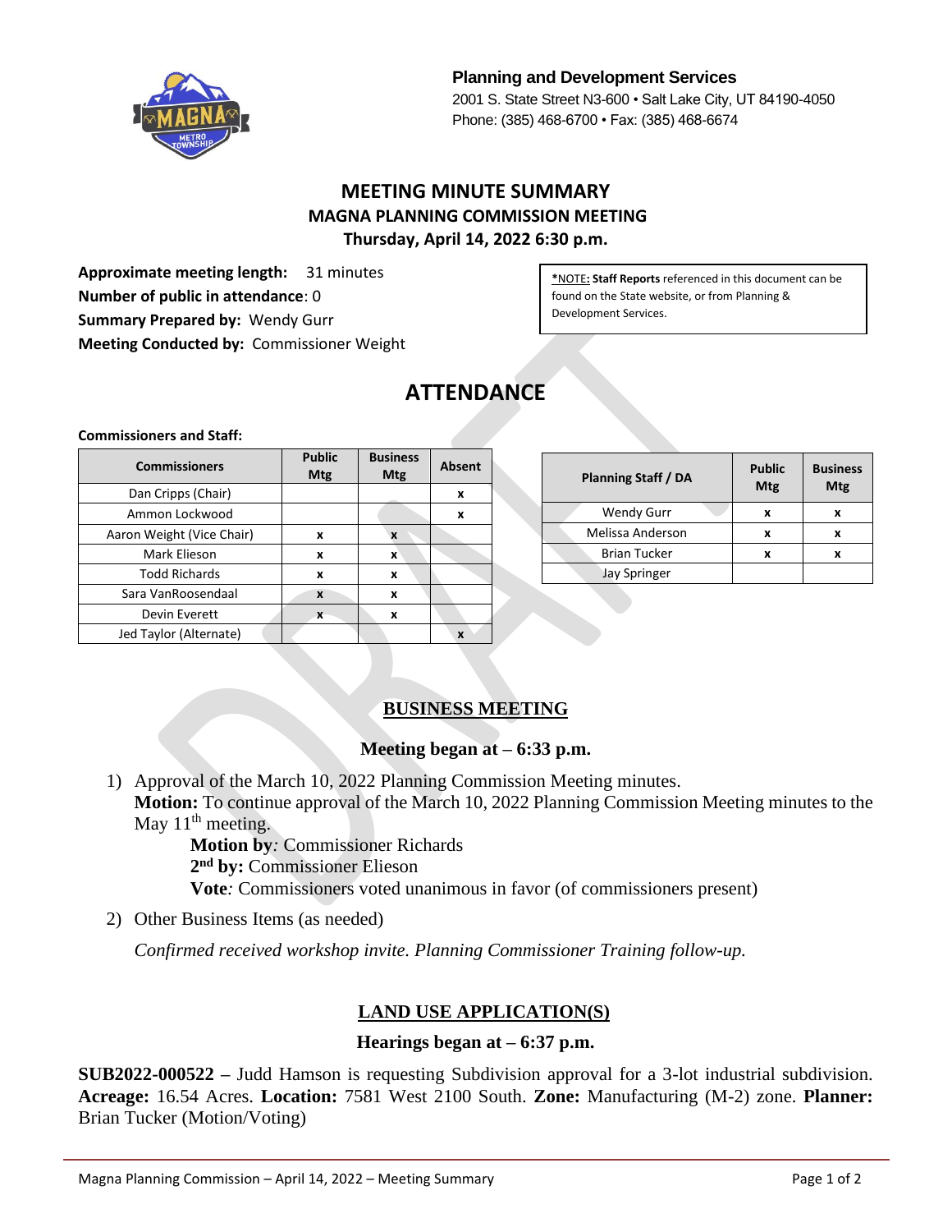**Planning and Development Services**
2001 S. State Street N3-600 • Salt Lake City, UT 84190-4050
Phone: (385) 468-6700 • Fax: (385) 468-6674

# MEETING MINUTE SUMMARY
## MAGNA PLANNING COMMISSION MEETING
### Thursday, April 14, 2022 6:30 p.m.

**Approximate meeting length:** 31 minutes
**Number of public in attendance**: 0
**Summary Prepared by:** Wendy Gurr
**Meeting Conducted by:** Commissioner Weight

*NOTE: **Staff Reports** referenced in this document can be found on the State website, or from Planning & Development Services.

# ATTENDANCE

**Commissioners and Staff:**

| Commissioners | Public Mtg | Business Mtg | Absent |
|---|---|---|---|
| Dan Cripps (Chair) | | | x |
| Ammon Lockwood | | | x |
| Aaron Weight (Vice Chair) | x | x | |
| Mark Elieson | x | x | |
| Todd Richards | x | x | |
| Sara VanRoosendaal | x | x | |
| Devin Everett | x | x | |
| Jed Taylor (Alternate) | | | x |

| Planning Staff / DA | Public Mtg | Business Mtg |
|---|---|---|
| Wendy Gurr | x | x |
| Melissa Anderson | x | x |
| Brian Tucker | x | x |
| Jay Springer | | |

## BUSINESS MEETING

**Meeting began at – 6:33 p.m.**

1) Approval of the March 10, 2022 Planning Commission Meeting minutes.
   **Motion:** To continue approval of the March 10, 2022 Planning Commission Meeting minutes to the May 11th meeting.
   **Motion by**: Commissioner Richards
   **2nd by:** Commissioner Elieson
   **Vote**: Commissioners voted unanimous in favor (of commissioners present)

2) Other Business Items (as needed)

   *Confirmed received workshop invite. Planning Commissioner Training follow-up.*

## LAND USE APPLICATION(S)

**Hearings began at – 6:37 p.m.**

**SUB2022-000522** – Judd Hamson is requesting Subdivision approval for a 3-lot industrial subdivision. **Acreage:** 16.54 Acres. **Location:** 7581 West 2100 South. **Zone:** Manufacturing (M-2) zone. **Planner:** Brian Tucker (Motion/Voting)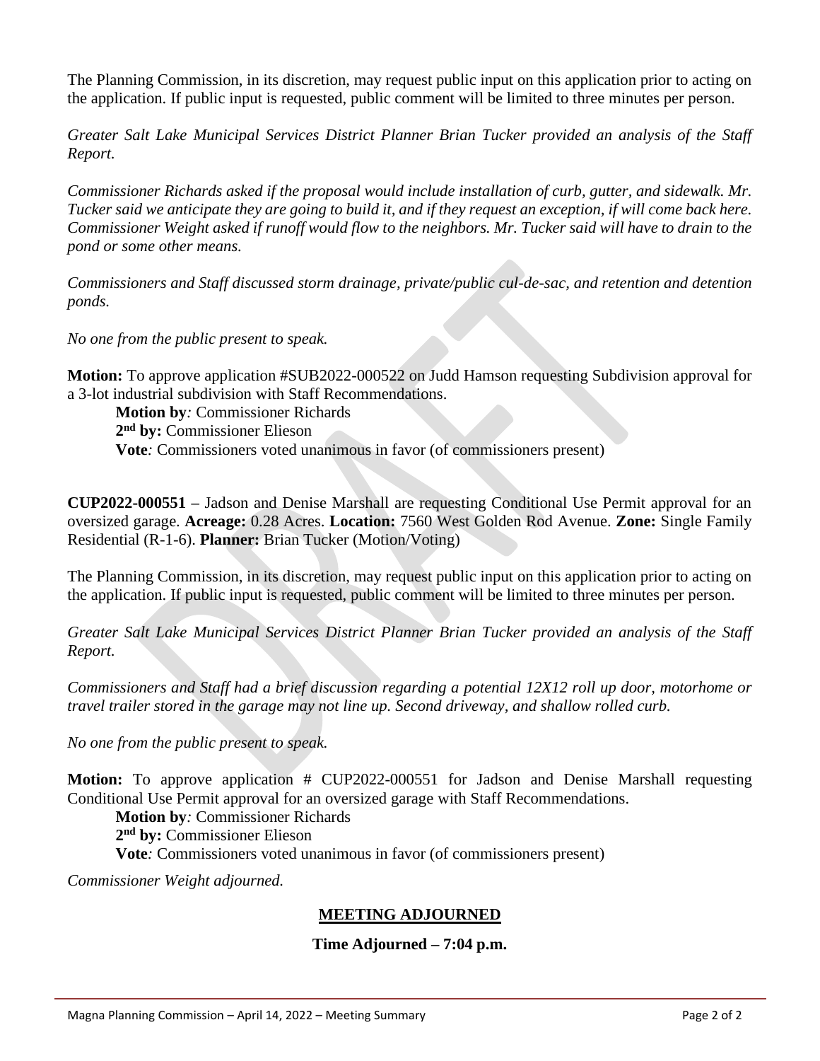The Planning Commission, in its discretion, may request public input on this application prior to acting on the application. If public input is requested, public comment will be limited to three minutes per person.

*Greater Salt Lake Municipal Services District Planner Brian Tucker provided an analysis of the Staff Report.*

*Commissioner Richards asked if the proposal would include installation of curb, gutter, and sidewalk. Mr. Tucker said we anticipate they are going to build it, and if they request an exception, if will come back here. Commissioner Weight asked if runoff would flow to the neighbors. Mr. Tucker said will have to drain to the pond or some other means.*

*Commissioners and Staff discussed storm drainage, private/public cul-de-sac, and retention and detention ponds.*

*No one from the public present to speak.*

**Motion:** To approve application #SUB2022-000522 on Judd Hamson requesting Subdivision approval for a 3-lot industrial subdivision with Staff Recommendations.

**Motion by***:* Commissioner Richards
**2nd by:** Commissioner Elieson
**Vote***:* Commissioners voted unanimous in favor (of commissioners present)

**CUP2022-000551 –** Jadson and Denise Marshall are requesting Conditional Use Permit approval for an oversized garage. **Acreage:** 0.28 Acres. **Location:** 7560 West Golden Rod Avenue. **Zone:** Single Family Residential (R-1-6). **Planner:** Brian Tucker (Motion/Voting)

The Planning Commission, in its discretion, may request public input on this application prior to acting on the application. If public input is requested, public comment will be limited to three minutes per person.

*Greater Salt Lake Municipal Services District Planner Brian Tucker provided an analysis of the Staff Report.*

*Commissioners and Staff had a brief discussion regarding a potential 12X12 roll up door, motorhome or travel trailer stored in the garage may not line up. Second driveway, and shallow rolled curb.*

*No one from the public present to speak.*

**Motion:** To approve application # CUP2022-000551 for Jadson and Denise Marshall requesting Conditional Use Permit approval for an oversized garage with Staff Recommendations.

**Motion by***:* Commissioner Richards
**2nd by:** Commissioner Elieson
**Vote***:* Commissioners voted unanimous in favor (of commissioners present)

*Commissioner Weight adjourned.*

## MEETING ADJOURNED

**Time Adjourned – 7:04 p.m.**